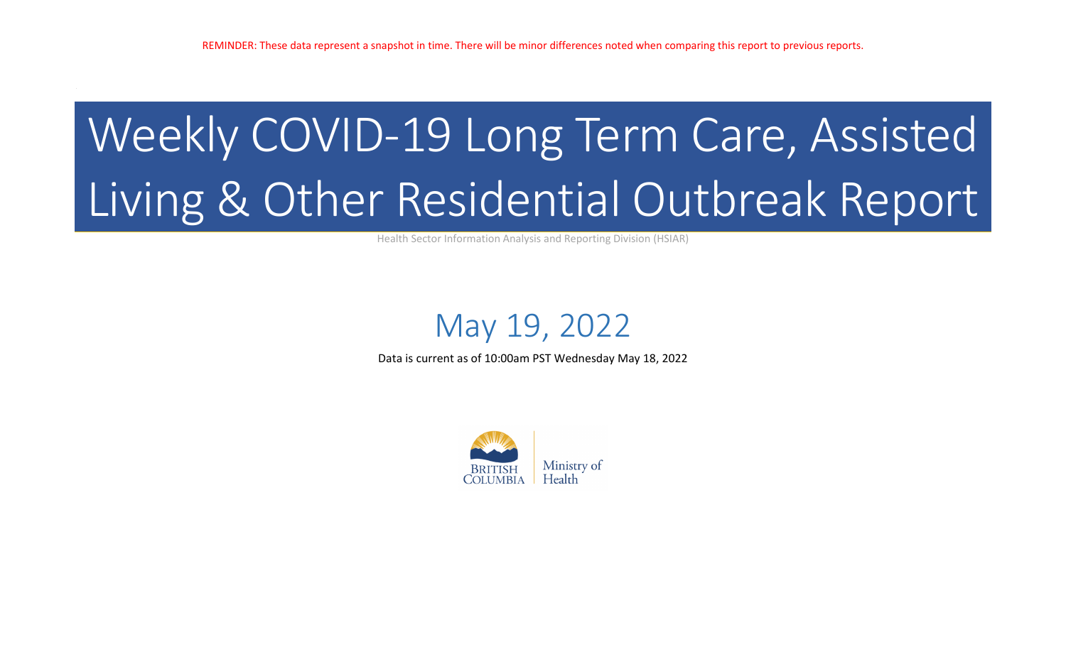REMINDER: These data represent a snapshot in time. There will be minor differences noted when comparing this report to previous reports.

# Weekly COVID-19 Long Term Care, Assisted Living & Other Residential Outbreak Report

Health Sector Information Analysis and Reporting Division (HSIAR)

## May 19, 2022

Data is current as of 10:00am PST Wednesday May 18, 2022

BRITISH COLUMBIA | Ministry of Health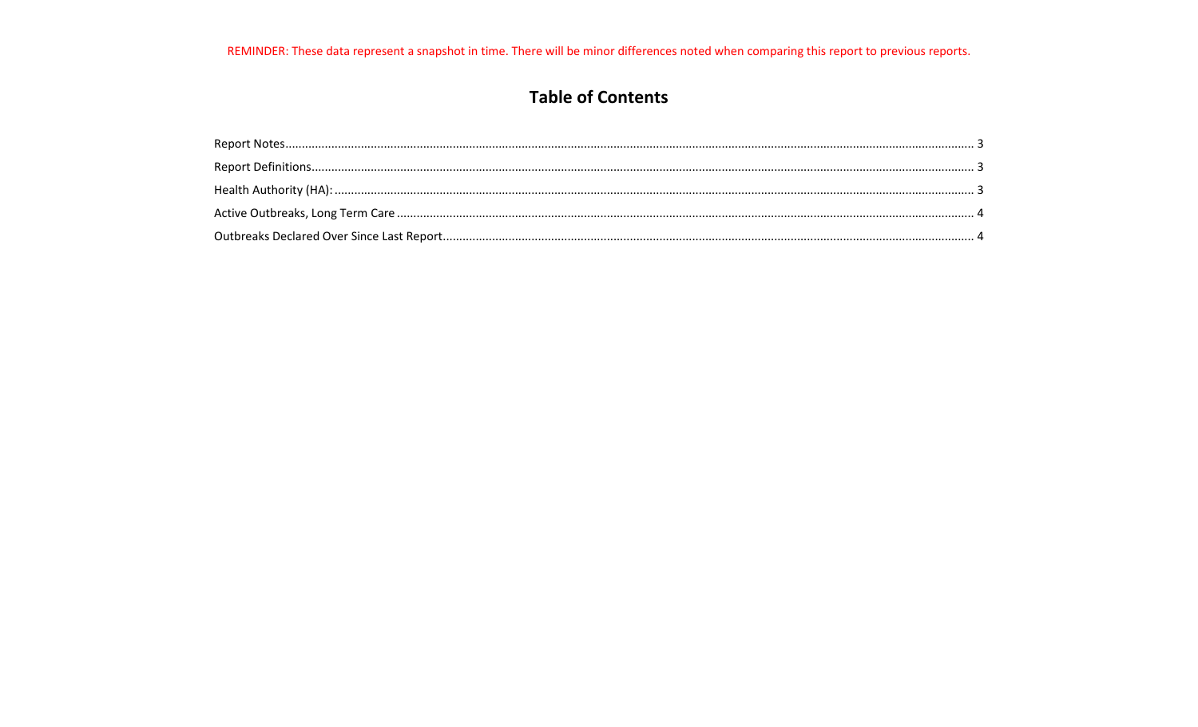REMINDER: These data represent a snapshot in time. There will be minor differences noted when comparing this report to previous reports.

# Table of Contents

Report Notes ........................................................................................................ 3

Report Definitions ................................................................................................. 3

Health Authority (HA): ........................................................................................... 3

Active Outbreaks, Long Term Care ........................................................................ 4

Outbreaks Declared Over Since Last Report ......................................................... 4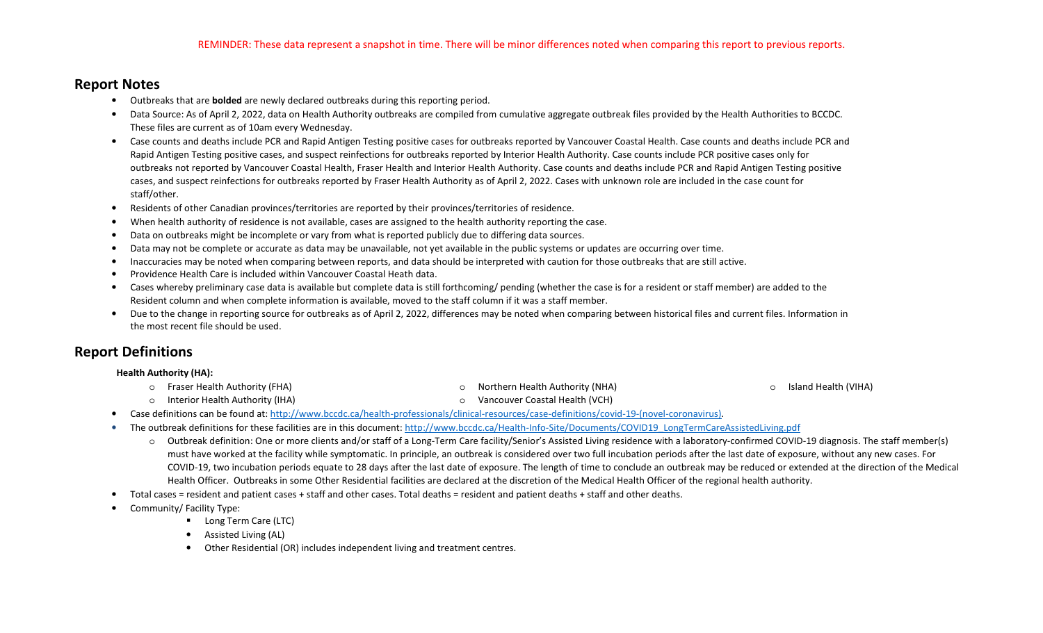REMINDER: These data represent a snapshot in time. There will be minor differences noted when comparing this report to previous reports.

## Report Notes

- Outbreaks that are **bolded** are newly declared outbreaks during this reporting period.
- Data Source: As of April 2, 2022, data on Health Authority outbreaks are compiled from cumulative aggregate outbreak files provided by the Health Authorities to BCCDC. These files are current as of 10am every Wednesday.
- Case counts and deaths include PCR and Rapid Antigen Testing positive cases for outbreaks reported by Vancouver Coastal Health. Case counts and deaths include PCR and Rapid Antigen Testing positive cases, and suspect reinfections for outbreaks reported by Interior Health Authority. Case counts include PCR positive cases only for outbreaks not reported by Vancouver Coastal Health, Fraser Health and Interior Health Authority. Case counts and deaths include PCR and Rapid Antigen Testing positive cases, and suspect reinfections for outbreaks reported by Fraser Health Authority as of April 2, 2022. Cases with unknown role are included in the case count for staff/other.
- Residents of other Canadian provinces/territories are reported by their provinces/territories of residence.
- When health authority of residence is not available, cases are assigned to the health authority reporting the case.
- Data on outbreaks might be incomplete or vary from what is reported publicly due to differing data sources.
- Data may not be complete or accurate as data may be unavailable, not yet available in the public systems or updates are occurring over time.
- Inaccuracies may be noted when comparing between reports, and data should be interpreted with caution for those outbreaks that are still active.
- Providence Health Care is included within Vancouver Coastal Heath data.
- Cases whereby preliminary case data is available but complete data is still forthcoming/ pending (whether the case is for a resident or staff member) are added to the Resident column and when complete information is available, moved to the staff column if it was a staff member.
- Due to the change in reporting source for outbreaks as of April 2, 2022, differences may be noted when comparing between historical files and current files. Information in the most recent file should be used.

## Report Definitions

**Health Authority (HA):**

- Fraser Health Authority (FHA)
- Interior Health Authority (IHA)
- Northern Health Authority (NHA)
- Vancouver Coastal Health (VCH)
- Island Health (VIHA)

- Case definitions can be found at: http://www.bccdc.ca/health-professionals/clinical-resources/case-definitions/covid-19-(novel-coronavirus).
- The outbreak definitions for these facilities are in this document: http://www.bccdc.ca/Health-Info-Site/Documents/COVID19_LongTermCareAssistedLiving.pdf
  - Outbreak definition: One or more clients and/or staff of a Long-Term Care facility/Senior's Assisted Living residence with a laboratory-confirmed COVID-19 diagnosis. The staff member(s) must have worked at the facility while symptomatic. In principle, an outbreak is considered over two full incubation periods after the last date of exposure, without any new cases. For COVID-19, two incubation periods equate to 28 days after the last date of exposure. The length of time to conclude an outbreak may be reduced or extended at the direction of the Medical Health Officer. Outbreaks in some Other Residential facilities are declared at the discretion of the Medical Health Officer of the regional health authority.
- Total cases = resident and patient cases + staff and other cases. Total deaths = resident and patient deaths + staff and other deaths.
- Community/ Facility Type:
  - Long Term Care (LTC)
  - Assisted Living (AL)
  - Other Residential (OR) includes independent living and treatment centres.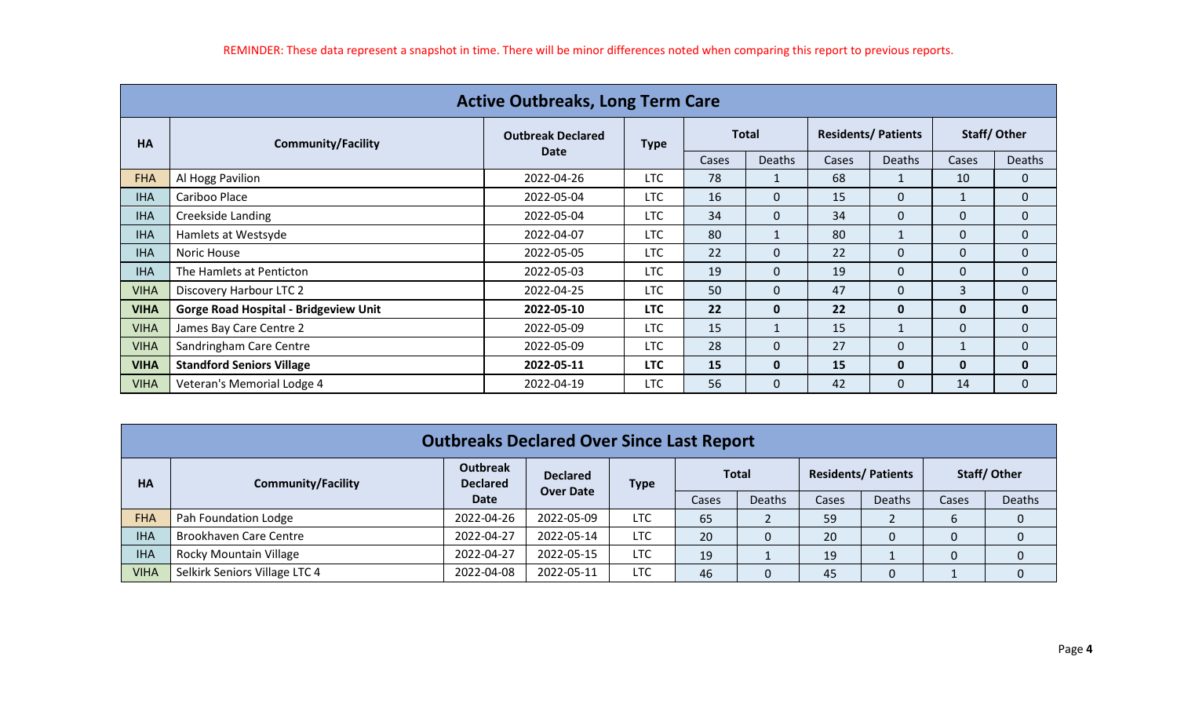REMINDER: These data represent a snapshot in time. There will be minor differences noted when comparing this report to previous reports.

## Active Outbreaks, Long Term Care

| HA | Community/Facility | Outbreak Declared Date | Type | Total | | Residents/ Patients | | Staff/ Other | |
|---|---|---|---|---|---|---|---|---|---|
| | | | | Cases | Deaths | Cases | Deaths | Cases | Deaths |
| FHA | Al Hogg Pavilion | 2022-04-26 | LTC | 78 | 1 | 68 | 1 | 10 | 0 |
| IHA | Cariboo Place | 2022-05-04 | LTC | 16 | 0 | 15 | 0 | 1 | 0 |
| IHA | Creekside Landing | 2022-05-04 | LTC | 34 | 0 | 34 | 0 | 0 | 0 |
| IHA | Hamlets at Westsyde | 2022-04-07 | LTC | 80 | 1 | 80 | 1 | 0 | 0 |
| IHA | Noric House | 2022-05-05 | LTC | 22 | 0 | 22 | 0 | 0 | 0 |
| IHA | The Hamlets at Penticton | 2022-05-03 | LTC | 19 | 0 | 19 | 0 | 0 | 0 |
| VIHA | Discovery Harbour LTC 2 | 2022-04-25 | LTC | 50 | 0 | 47 | 0 | 3 | 0 |
| **VIHA** | **Gorge Road Hospital - Bridgeview Unit** | **2022-05-10** | **LTC** | **22** | **0** | **22** | **0** | **0** | **0** |
| VIHA | James Bay Care Centre 2 | 2022-05-09 | LTC | 15 | 1 | 15 | 1 | 0 | 0 |
| VIHA | Sandringham Care Centre | 2022-05-09 | LTC | 28 | 0 | 27 | 0 | 1 | 0 |
| **VIHA** | **Standford Seniors Village** | **2022-05-11** | **LTC** | **15** | **0** | **15** | **0** | **0** | **0** |
| VIHA | Veteran's Memorial Lodge 4 | 2022-04-19 | LTC | 56 | 0 | 42 | 0 | 14 | 0 |

## Outbreaks Declared Over Since Last Report

| HA | Community/Facility | Outbreak Declared Date | Declared Over Date | Type | Total | | Residents/ Patients | | Staff/ Other | |
|---|---|---|---|---|---|---|---|---|---|---|
| | | | | | Cases | Deaths | Cases | Deaths | Cases | Deaths |
| FHA | Pah Foundation Lodge | 2022-04-26 | 2022-05-09 | LTC | 65 | 2 | 59 | 2 | 6 | 0 |
| IHA | Brookhaven Care Centre | 2022-04-27 | 2022-05-14 | LTC | 20 | 0 | 20 | 0 | 0 | 0 |
| IHA | Rocky Mountain Village | 2022-04-27 | 2022-05-15 | LTC | 19 | 1 | 19 | 1 | 0 | 0 |
| VIHA | Selkirk Seniors Village LTC 4 | 2022-04-08 | 2022-05-11 | LTC | 46 | 0 | 45 | 0 | 1 | 0 |